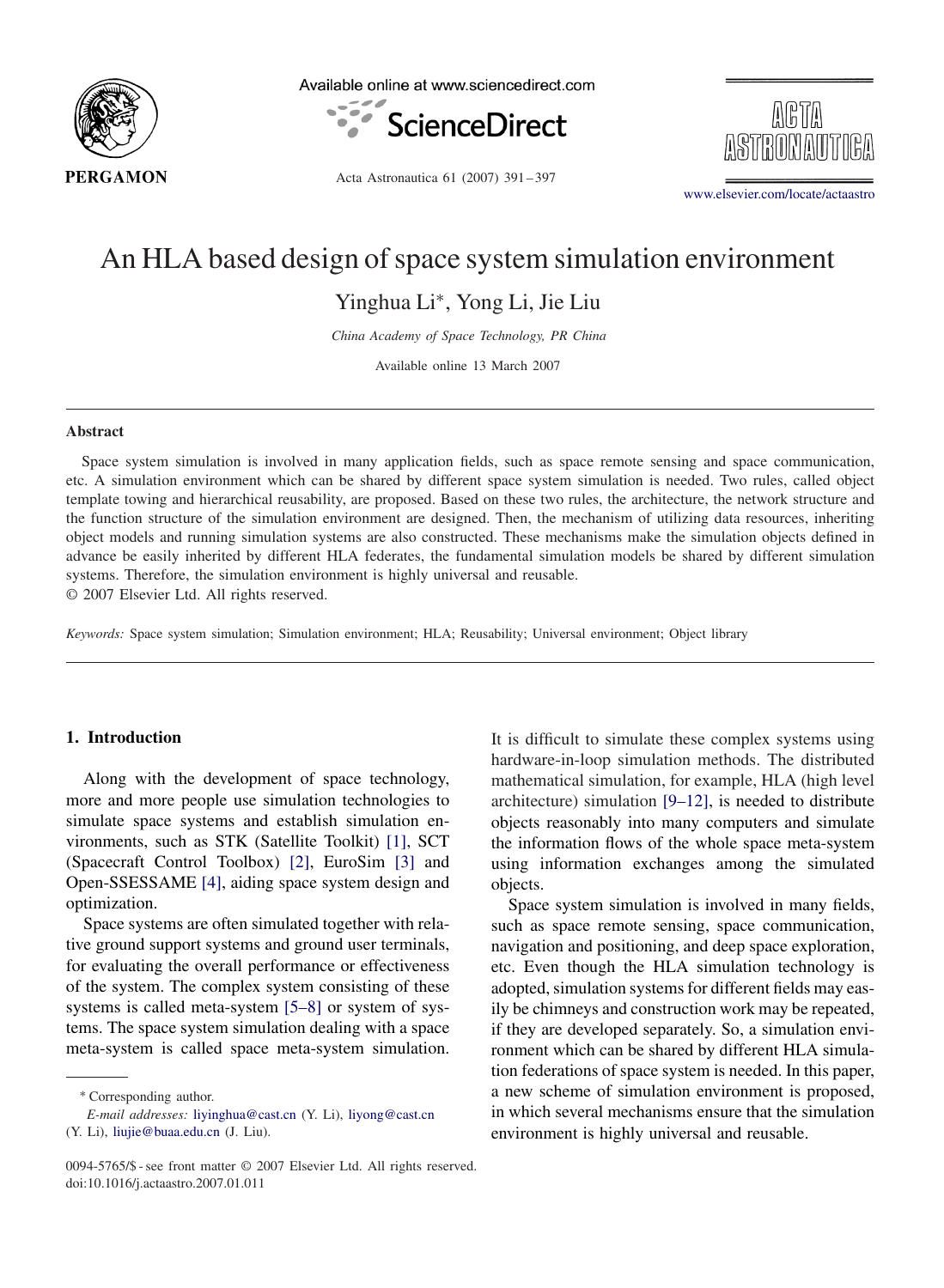# An HLA based design of space system simulation environment

Yinghua Li*, Yong Li, Jie Liu

*China Academy of Space Technology, PR China*

Available online 13 March 2007

## Abstract

Space system simulation is involved in many application fields, such as space remote sensing and space communication, etc. A simulation environment which can be shared by different space system simulation is needed. Two rules, called object template towing and hierarchical reusability, are proposed. Based on these two rules, the architecture, the network structure and the function structure of the simulation environment are designed. Then, the mechanism of utilizing data resources, inheriting object models and running simulation systems are also constructed. These mechanisms make the simulation objects defined in advance be easily inherited by different HLA federates, the fundamental simulation models be shared by different simulation systems. Therefore, the simulation environment is highly universal and reusable.

© 2007 Elsevier Ltd. All rights reserved.

*Keywords:* Space system simulation; Simulation environment; HLA; Reusability; Universal environment; Object library

## 1. Introduction

Along with the development of space technology, more and more people use simulation technologies to simulate space systems and establish simulation environments, such as STK (Satellite Toolkit) [1], SCT (Spacecraft Control Toolbox) [2], EuroSim [3] and Open-SSESSAME [4], aiding space system design and optimization.

Space systems are often simulated together with relative ground support systems and ground user terminals, for evaluating the overall performance or effectiveness of the system. The complex system consisting of these systems is called meta-system [5–8] or system of systems. The space system simulation dealing with a space meta-system is called space meta-system simulation. It is difficult to simulate these complex systems using hardware-in-loop simulation methods. The distributed mathematical simulation, for example, HLA (high level architecture) simulation [9–12], is needed to distribute objects reasonably into many computers and simulate the information flows of the whole space meta-system using information exchanges among the simulated objects.

Space system simulation is involved in many fields, such as space remote sensing, space communication, navigation and positioning, and deep space exploration, etc. Even though the HLA simulation technology is adopted, simulation systems for different fields may easily be chimneys and construction work may be repeated, if they are developed separately. So, a simulation environment which can be shared by different HLA simulation federations of space system is needed. In this paper, a new scheme of simulation environment is proposed, in which several mechanisms ensure that the simulation environment is highly universal and reusable.

* Corresponding author.
*E-mail addresses:* liyinghua@cast.cn (Y. Li), liyong@cast.cn (Y. Li), liujie@buaa.edu.cn (J. Liu).

0094-5765/$ - see front matter © 2007 Elsevier Ltd. All rights reserved.
doi:10.1016/j.actaastro.2007.01.011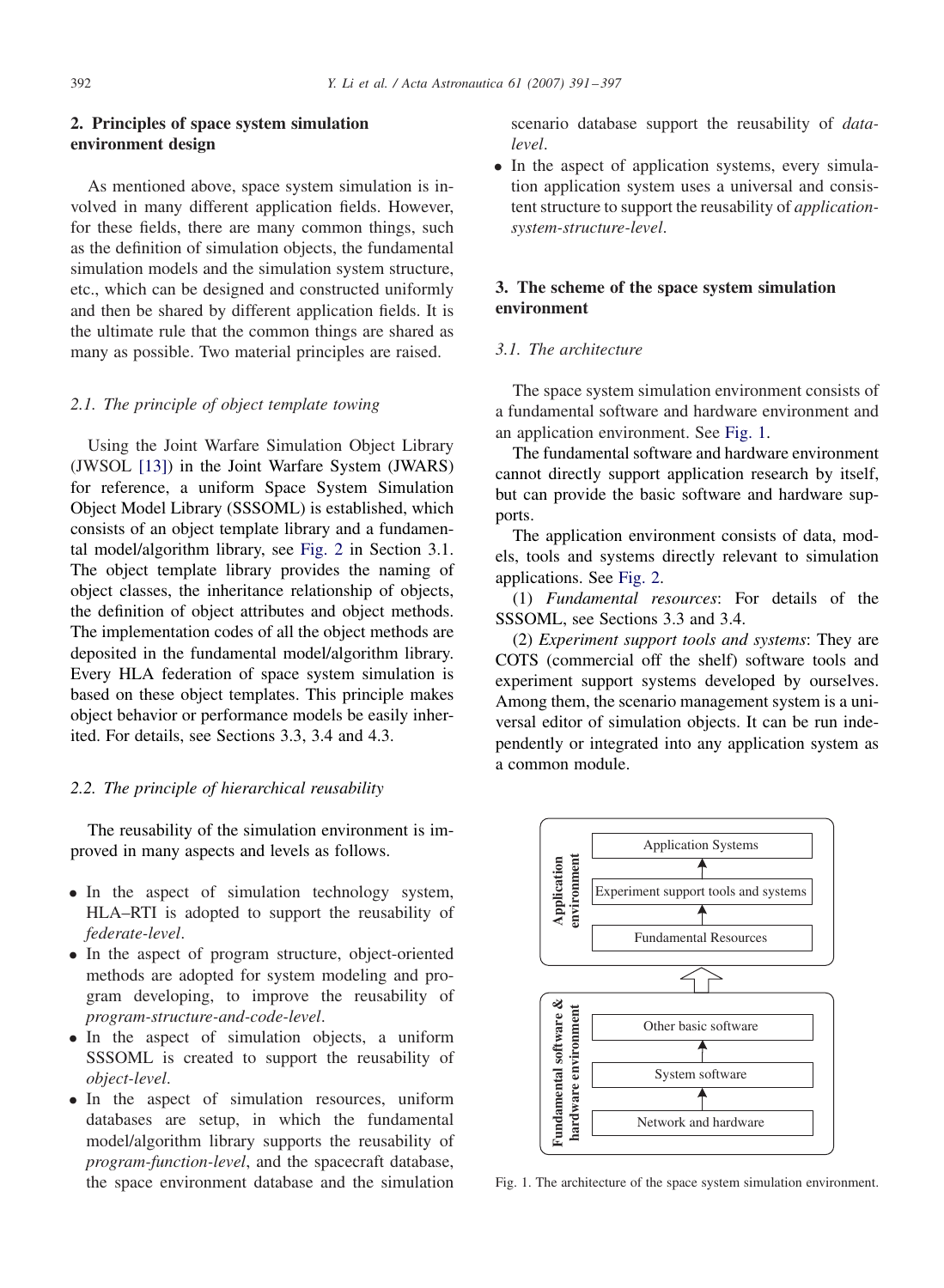## 2. Principles of space system simulation environment design

As mentioned above, space system simulation is involved in many different application fields. However, for these fields, there are many common things, such as the definition of simulation objects, the fundamental simulation models and the simulation system structure, etc., which can be designed and constructed uniformly and then be shared by different application fields. It is the ultimate rule that the common things are shared as many as possible. Two material principles are raised.

### 2.1. The principle of object template towing

Using the Joint Warfare Simulation Object Library (JWSOL [13]) in the Joint Warfare System (JWARS) for reference, a uniform Space System Simulation Object Model Library (SSSOML) is established, which consists of an object template library and a fundamental model/algorithm library, see Fig. 2 in Section 3.1. The object template library provides the naming of object classes, the inheritance relationship of objects, the definition of object attributes and object methods. The implementation codes of all the object methods are deposited in the fundamental model/algorithm library. Every HLA federation of space system simulation is based on these object templates. This principle makes object behavior or performance models be easily inherited. For details, see Sections 3.3, 3.4 and 4.3.

### 2.2. The principle of hierarchical reusability

The reusability of the simulation environment is improved in many aspects and levels as follows.

- In the aspect of simulation technology system, HLA–RTI is adopted to support the reusability of *federate-level*.
- In the aspect of program structure, object-oriented methods are adopted for system modeling and program developing, to improve the reusability of *program-structure-and-code-level*.
- In the aspect of simulation objects, a uniform SSSOML is created to support the reusability of *object-level*.
- In the aspect of simulation resources, uniform databases are setup, in which the fundamental model/algorithm library supports the reusability of *program-function-level*, and the spacecraft database, the space environment database and the simulation scenario database support the reusability of *data-level*.
- In the aspect of application systems, every simulation application system uses a universal and consistent structure to support the reusability of *application-system-structure-level*.

## 3. The scheme of the space system simulation environment

### 3.1. The architecture

The space system simulation environment consists of a fundamental software and hardware environment and an application environment. See Fig. 1.

The fundamental software and hardware environment cannot directly support application research by itself, but can provide the basic software and hardware supports.

The application environment consists of data, models, tools and systems directly relevant to simulation applications. See Fig. 2.

(1) *Fundamental resources*: For details of the SSSOML, see Sections 3.3 and 3.4.

(2) *Experiment support tools and systems*: They are COTS (commercial off the shelf) software tools and experiment support systems developed by ourselves. Among them, the scenario management system is a universal editor of simulation objects. It can be run independently or integrated into any application system as a common module.

| Application environment |
|---|
| Application Systems |
| ↑ |
| Experiment support tools and systems |
| ↑ |
| Fundamental Resources |

⇧

| Fundamental software & hardware environment |
|---|
| Other basic software |
| ↑ |
| System software |
| ↑ |
| Network and hardware |

Fig. 1. The architecture of the space system simulation environment.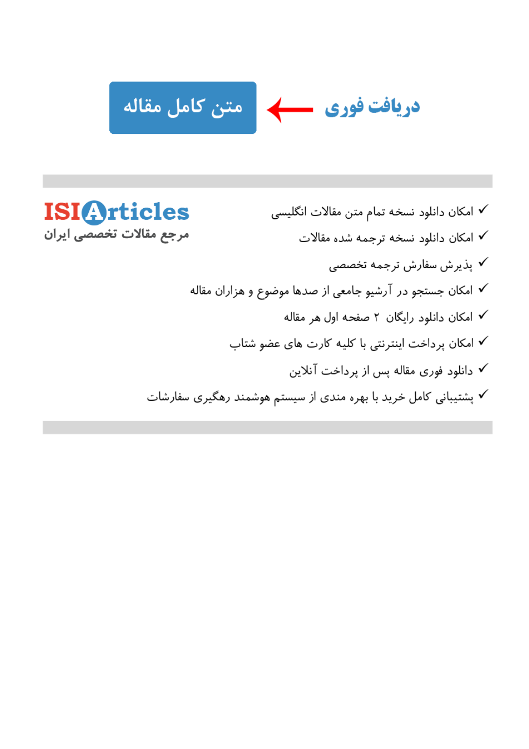دریافت فوری ← **متن کامل مقاله**

**ISIArticles**
مرجع مقالات تخصصی ایران

- ✓ امکان دانلود نسخه تمام متن مقالات انگلیسی
- ✓ امکان دانلود نسخه ترجمه شده مقالات
- ✓ پذیرش سفارش ترجمه تخصصی
- ✓ امکان جستجو در آرشیو جامعی از صدها موضوع و هزاران مقاله
- ✓ امکان دانلود رایگان ۲ صفحه اول هر مقاله
- ✓ امکان پرداخت اینترنتی با کلیه کارت های عضو شتاب
- ✓ دانلود فوری مقاله پس از پرداخت آنلاین
- ✓ پشتیبانی کامل خرید با بهره مندی از سیستم هوشمند رهگیری سفارشات